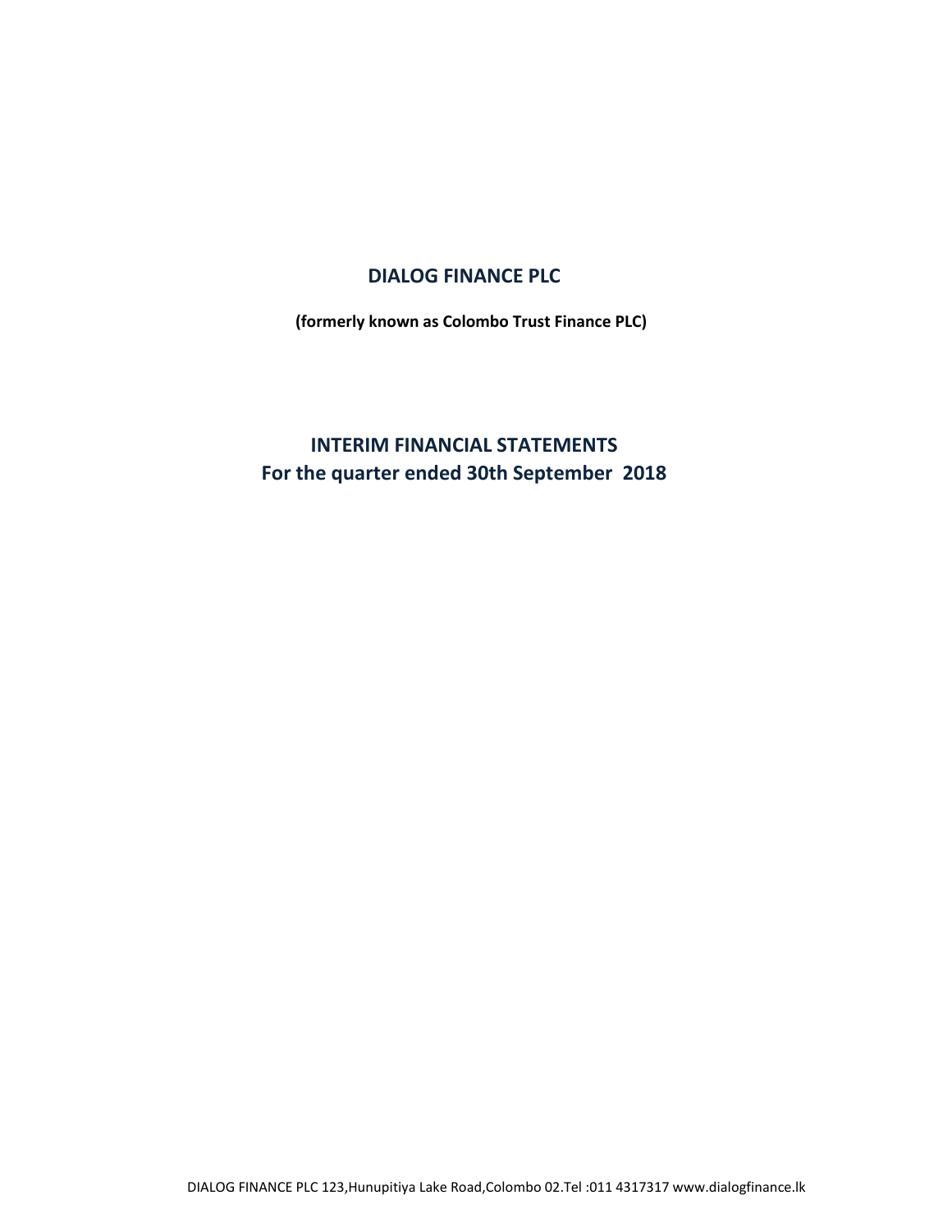# DIALOG FINANCE PLC

**(formerly known as Colombo Trust Finance PLC)**

## INTERIM FINANCIAL STATEMENTS
## For the quarter ended 30th September 2018

DIALOG FINANCE PLC 123,Hunupitiya Lake Road,Colombo 02.Tel :011 4317317 www.dialogfinance.lk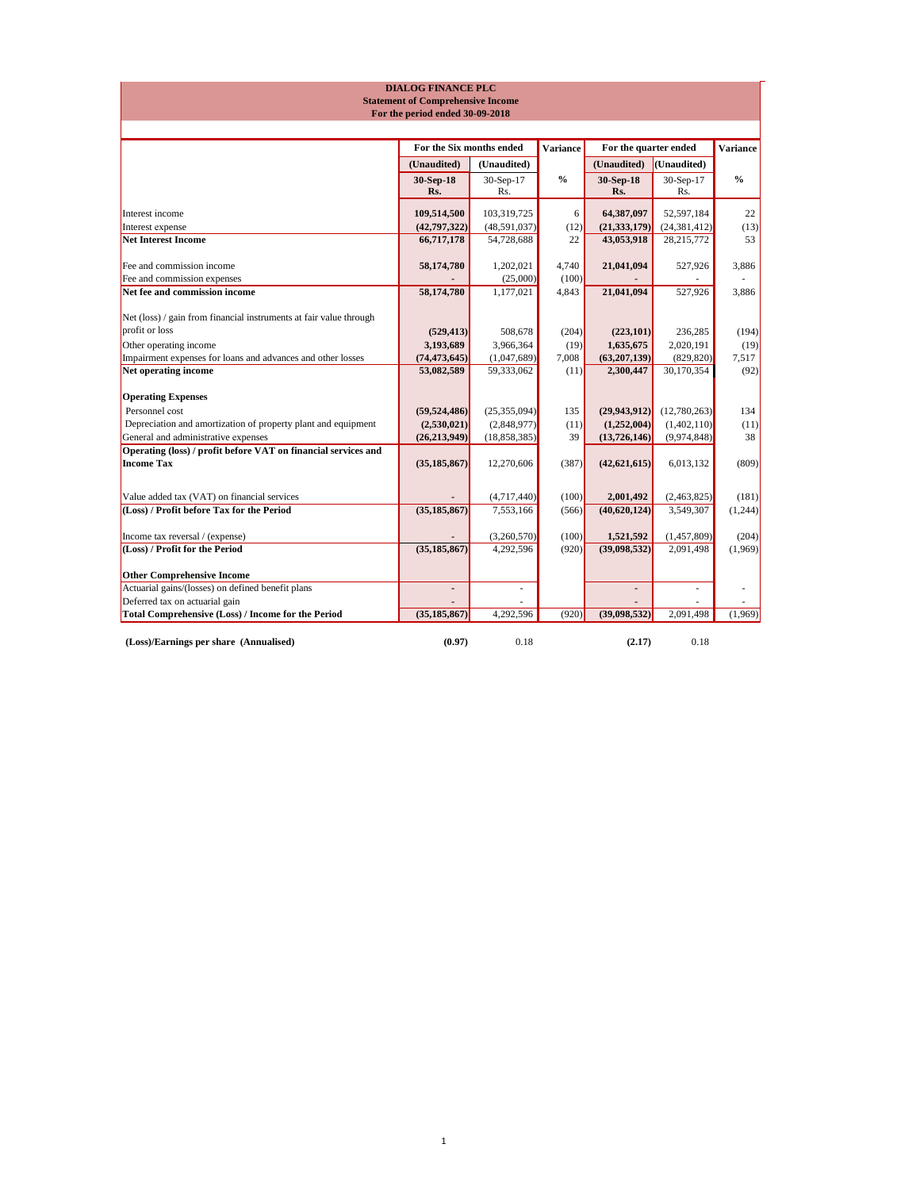# DIALOG FINANCE PLC

## Statement of Comprehensive Income

### For the period ended 30-09-2018

| | For the Six months ended | | Variance | For the quarter ended | | Variance |
|---|---|---|---|---|---|---|
| | (Unaudited) | (Unaudited) | | (Unaudited) | (Unaudited) | |
| | 30-Sep-18 Rs. | 30-Sep-17 Rs. | % | 30-Sep-18 Rs. | 30-Sep-17 Rs. | % |
| Interest income | **109,514,500** | 103,319,725 | 6 | **64,387,097** | 52,597,184 | 22 |
| Interest expense | **(42,797,322)** | (48,591,037) | (12) | **(21,333,179)** | (24,381,412) | (13) |
| **Net Interest Income** | **66,717,178** | 54,728,688 | 22 | **43,053,918** | 28,215,772 | 53 |
| Fee and commission income | **58,174,780** | 1,202,021 | 4,740 | **21,041,094** | 527,926 | 3,886 |
| Fee and commission expenses | **-** | (25,000) | (100) | **-** | - | - |
| **Net fee and commission income** | **58,174,780** | 1,177,021 | 4,843 | **21,041,094** | 527,926 | 3,886 |
| Net (loss) / gain from financial instruments at fair value through profit or loss | **(529,413)** | 508,678 | (204) | **(223,101)** | 236,285 | (194) |
| Other operating income | **3,193,689** | 3,966,364 | (19) | **1,635,675** | 2,020,191 | (19) |
| Impairment expenses for loans and advances and other losses | **(74,473,645)** | (1,047,689) | 7,008 | **(63,207,139)** | (829,820) | 7,517 |
| **Net operating income** | **53,082,589** | 59,333,062 | (11) | **2,300,447** | 30,170,354 | (92) |
| **Operating Expenses** | | | | | | |
| Personnel cost | **(59,524,486)** | (25,355,094) | 135 | **(29,943,912)** | (12,780,263) | 134 |
| Depreciation and amortization of property plant and equipment | **(2,530,021)** | (2,848,977) | (11) | **(1,252,004)** | (1,402,110) | (11) |
| General and administrative expenses | **(26,213,949)** | (18,858,385) | 39 | **(13,726,146)** | (9,974,848) | 38 |
| **Operating (loss) / profit before VAT on financial services and Income Tax** | **(35,185,867)** | 12,270,606 | (387) | **(42,621,615)** | 6,013,132 | (809) |
| Value added tax (VAT) on financial services | **-** | (4,717,440) | (100) | **2,001,492** | (2,463,825) | (181) |
| **(Loss) / Profit before Tax for the Period** | **(35,185,867)** | 7,553,166 | (566) | **(40,620,124)** | 3,549,307 | (1,244) |
| Income tax reversal / (expense) | **-** | (3,260,570) | (100) | **1,521,592** | (1,457,809) | (204) |
| **(Loss) / Profit for the Period** | **(35,185,867)** | 4,292,596 | (920) | **(39,098,532)** | 2,091,498 | (1,969) |
| **Other Comprehensive Income** | | | | | | |
| Actuarial gains/(losses) on defined benefit plans | **-** | - | | **-** | - | - |
| Deferred tax on actuarial gain | **-** | - | | **-** | - | - |
| **Total Comprehensive (Loss) / Income for the Period** | **(35,185,867)** | 4,292,596 | (920) | **(39,098,532)** | 2,091,498 | (1,969) |
| **(Loss)/Earnings per share (Annualised)** | **(0.97)** | 0.18 | | **(2.17)** | 0.18 | |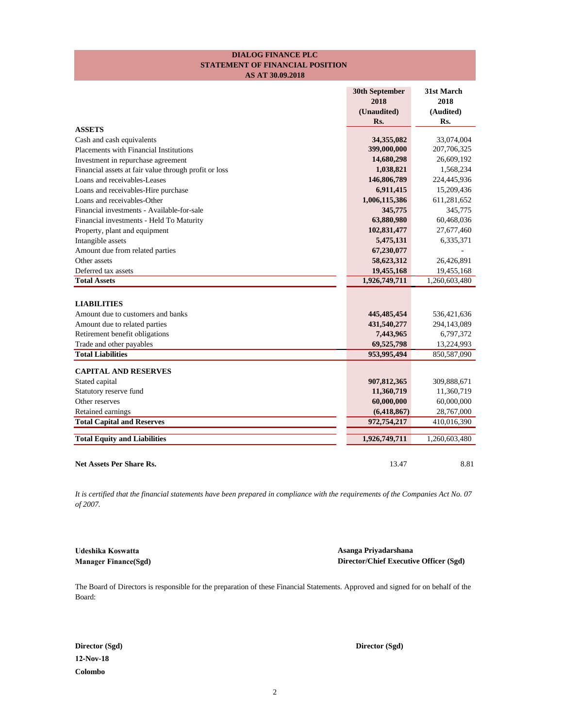# DIALOG FINANCE PLC
## STATEMENT OF FINANCIAL POSITION
### AS AT 30.09.2018

| | 30th September 2018 (Unaudited) Rs. | 31st March 2018 (Audited) Rs. |
|---|---|---|
| **ASSETS** | | |
| Cash and cash equivalents | **34,355,082** | 33,074,004 |
| Placements with Financial Institutions | **399,000,000** | 207,706,325 |
| Investment in repurchase agreement | **14,680,298** | 26,609,192 |
| Financial assets at fair value through profit or loss | **1,038,821** | 1,568,234 |
| Loans and receivables-Leases | **146,806,789** | 224,445,936 |
| Loans and receivables-Hire purchase | **6,911,415** | 15,209,436 |
| Loans and receivables-Other | **1,006,115,386** | 611,281,652 |
| Financial investments - Available-for-sale | **345,775** | 345,775 |
| Financial investments - Held To Maturity | **63,880,980** | 60,468,036 |
| Property, plant and equipment | **102,831,477** | 27,677,460 |
| Intangible assets | **5,475,131** | 6,335,371 |
| Amount due from related parties | **67,230,077** | - |
| Other assets | **58,623,312** | 26,426,891 |
| Deferred tax assets | **19,455,168** | 19,455,168 |
| **Total Assets** | **1,926,749,711** | 1,260,603,480 |
| | | |
| **LIABILITIES** | | |
| Amount due to customers and banks | **445,485,454** | 536,421,636 |
| Amount due to related parties | **431,540,277** | 294,143,089 |
| Retirement benefit obligations | **7,443,965** | 6,797,372 |
| Trade and other payables | **69,525,798** | 13,224,993 |
| **Total Liabilities** | **953,995,494** | 850,587,090 |
| | | |
| **CAPITAL AND RESERVES** | | |
| Stated capital | **907,812,365** | 309,888,671 |
| Statutory reserve fund | **11,360,719** | 11,360,719 |
| Other reserves | **60,000,000** | 60,000,000 |
| Retained earnings | **(6,418,867)** | 28,767,000 |
| **Total Capital and Reserves** | **972,754,217** | 410,016,390 |
| | | |
| **Total Equity and Liabilities** | **1,926,749,711** | 1,260,603,480 |
| | | |
| **Net Assets Per Share Rs.** | 13.47 | 8.81 |

*It is certified that the financial statements have been prepared in compliance with the requirements of the Companies Act No. 07 of 2007.*

**Udeshika Koswatta**
**Manager Finance(Sgd)**

**Asanga Priyadarshana**
**Director/Chief Executive Officer (Sgd)**

The Board of Directors is responsible for the preparation of these Financial Statements. Approved and signed for on behalf of the Board:

**Director (Sgd)**
**12-Nov-18**
**Colombo**

**Director (Sgd)**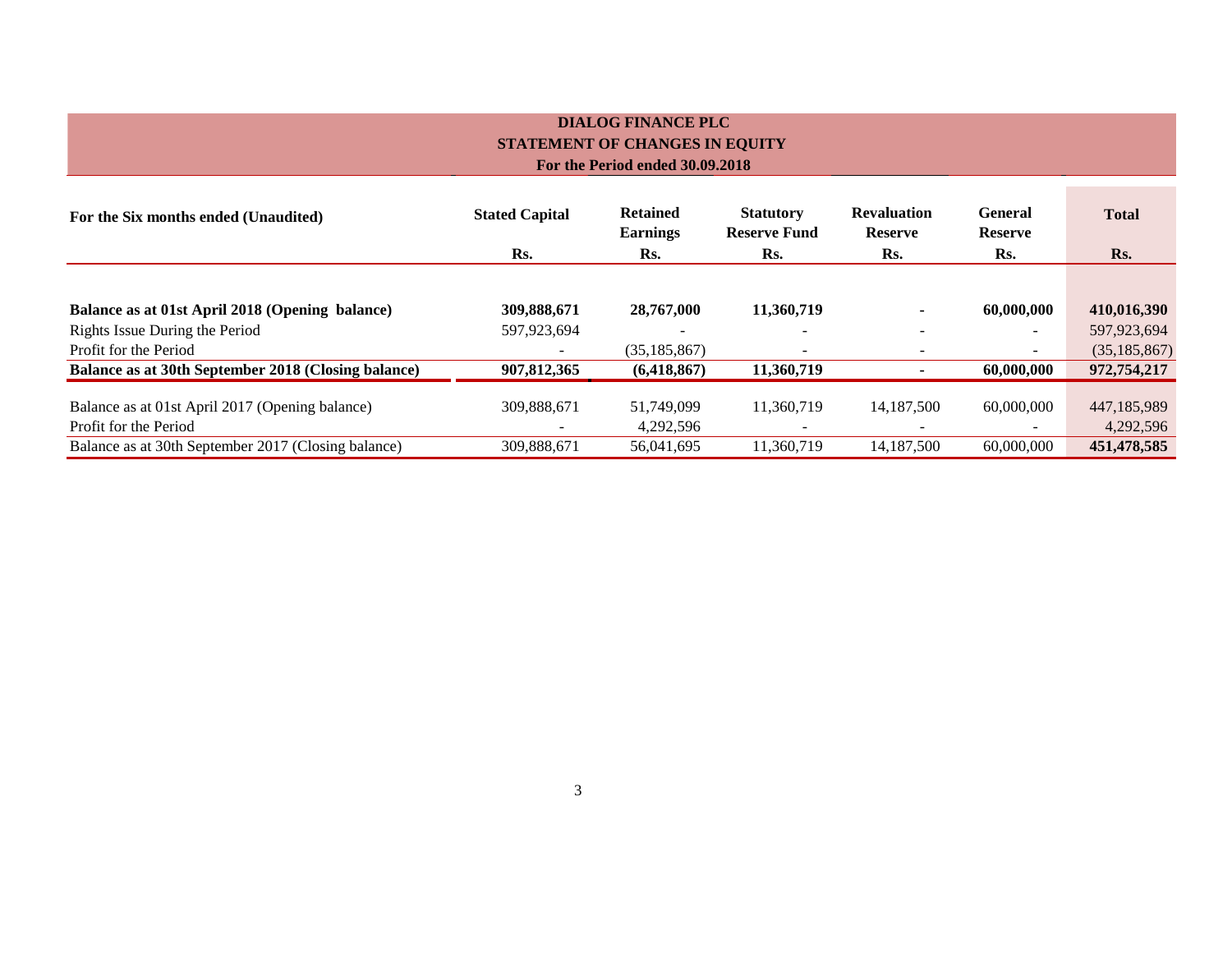**DIALOG FINANCE PLC**
**STATEMENT OF CHANGES IN EQUITY**
**For the Period ended 30.09.2018**

| For the Six months ended (Unaudited) | Stated Capital | Retained Earnings | Statutory Reserve Fund | Revaluation Reserve | General Reserve | Total |
|---|---|---|---|---|---|---|
| | Rs. | Rs. | Rs. | Rs. | Rs. | Rs. |
| **Balance as at 01st April 2018 (Opening balance)** | **309,888,671** | **28,767,000** | **11,360,719** | **-** | **60,000,000** | **410,016,390** |
| Rights Issue During the Period | 597,923,694 | - | - | - | - | 597,923,694 |
| Profit for the Period | - | (35,185,867) | - | - | - | (35,185,867) |
| **Balance as at 30th September 2018 (Closing balance)** | **907,812,365** | **(6,418,867)** | **11,360,719** | **-** | **60,000,000** | **972,754,217** |
| Balance as at 01st April 2017 (Opening balance) | 309,888,671 | 51,749,099 | 11,360,719 | 14,187,500 | 60,000,000 | 447,185,989 |
| Profit for the Period | - | 4,292,596 | - | - | - | 4,292,596 |
| Balance as at 30th September 2017 (Closing balance) | 309,888,671 | 56,041,695 | 11,360,719 | 14,187,500 | 60,000,000 | **451,478,585** |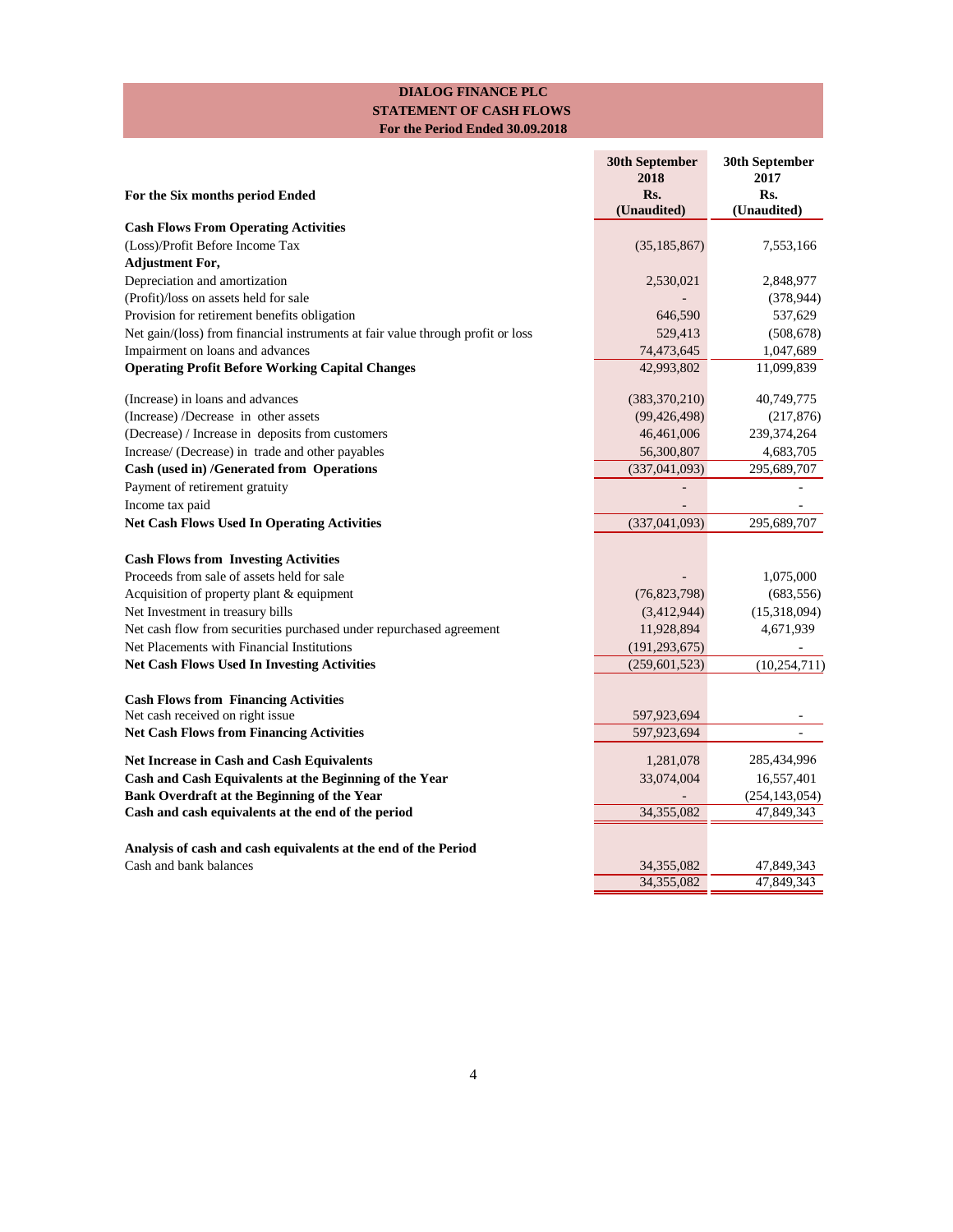# DIALOG FINANCE PLC
## STATEMENT OF CASH FLOWS
### For the Period Ended 30.09.2018

| For the Six months period Ended | 30th September 2018 Rs. (Unaudited) | 30th September 2017 Rs. (Unaudited) |
|---|---|---|
| **Cash Flows From Operating Activities** | | |
| (Loss)/Profit Before Income Tax | (35,185,867) | 7,553,166 |
| **Adjustment For,** | | |
| Depreciation and amortization | 2,530,021 | 2,848,977 |
| (Profit)/loss on assets held for sale | - | (378,944) |
| Provision for retirement benefits obligation | 646,590 | 537,629 |
| Net gain/(loss) from financial instruments at fair value through profit or loss | 529,413 | (508,678) |
| Impairment on loans and advances | 74,473,645 | 1,047,689 |
| **Operating Profit Before Working Capital Changes** | 42,993,802 | 11,099,839 |
| (Increase) in loans and advances | (383,370,210) | 40,749,775 |
| (Increase) /Decrease in other assets | (99,426,498) | (217,876) |
| (Decrease) / Increase in deposits from customers | 46,461,006 | 239,374,264 |
| Increase/ (Decrease) in trade and other payables | 56,300,807 | 4,683,705 |
| **Cash (used in) /Generated from Operations** | (337,041,093) | 295,689,707 |
| Payment of retirement gratuity | - | - |
| Income tax paid | - | - |
| **Net Cash Flows Used In Operating Activities** | (337,041,093) | 295,689,707 |
| **Cash Flows from Investing Activities** | | |
| Proceeds from sale of assets held for sale | - | 1,075,000 |
| Acquisition of property plant & equipment | (76,823,798) | (683,556) |
| Net Investment in treasury bills | (3,412,944) | (15,318,094) |
| Net cash flow from securities purchased under repurchased agreement | 11,928,894 | 4,671,939 |
| Net Placements with Financial Institutions | (191,293,675) | - |
| **Net Cash Flows Used In Investing Activities** | (259,601,523) | (10,254,711) |
| **Cash Flows from Financing Activities** | | |
| Net cash received on right issue | 597,923,694 | - |
| **Net Cash Flows from Financing Activities** | 597,923,694 | - |
| **Net Increase in Cash and Cash Equivalents** | 1,281,078 | 285,434,996 |
| **Cash and Cash Equivalents at the Beginning of the Year** | 33,074,004 | 16,557,401 |
| **Bank Overdraft at the Beginning of the Year** | - | (254,143,054) |
| **Cash and cash equivalents at the end of the period** | 34,355,082 | 47,849,343 |
| **Analysis of cash and cash equivalents at the end of the Period** | | |
| Cash and bank balances | 34,355,082 | 47,849,343 |
| | 34,355,082 | 47,849,343 |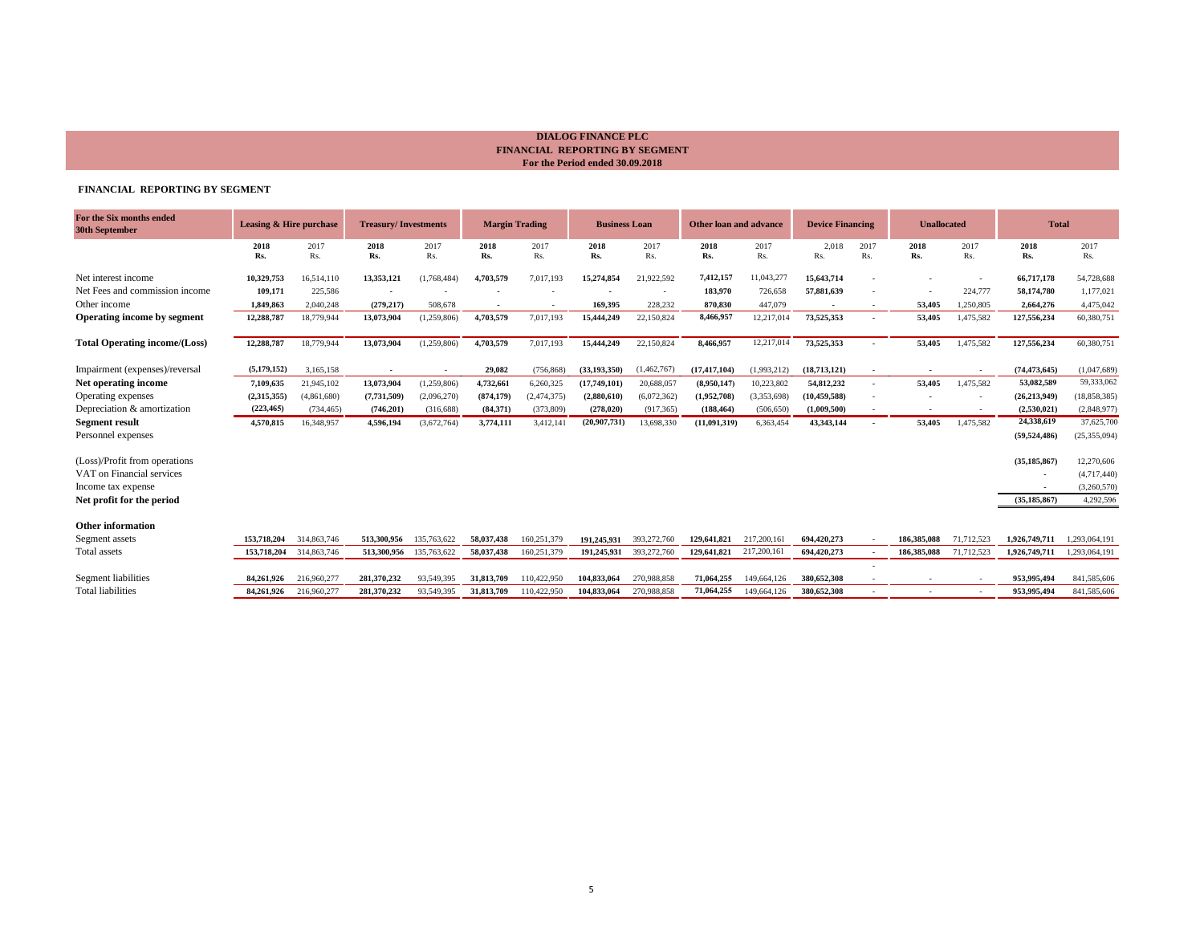**DIALOG FINANCE PLC**
**FINANCIAL REPORTING BY SEGMENT**
**For the Period ended 30.09.2018**

### FINANCIAL REPORTING BY SEGMENT

| For the Six months ended 30th September | Leasing & Hire purchase | | Treasury/ Investments | | Margin Trading | | Business Loan | | Other loan and advance | | Device Financing | | Unallocated | | Total | |
|---|---|---|---|---|---|---|---|---|---|---|---|---|---|---|---|---|
| | 2018 Rs. | 2017 Rs. | 2018 Rs. | 2017 Rs. | 2018 Rs. | 2017 Rs. | 2018 Rs. | 2017 Rs. | 2018 Rs. | 2017 Rs. | 2,018 Rs. | 2017 Rs. | 2018 Rs. | 2017 Rs. | 2018 Rs. | 2017 Rs. |
| Net interest income | 10,329,753 | 16,514,110 | 13,353,121 | (1,768,484) | 4,703,579 | 7,017,193 | 15,274,854 | 21,922,592 | 7,412,157 | 11,043,277 | 15,643,714 | - | - | - | 66,717,178 | 54,728,688 |
| Net Fees and commission income | 109,171 | 225,586 | - | - | - | - | - | - | 183,970 | 726,658 | 57,881,639 | - | - | 224,777 | 58,174,780 | 1,177,021 |
| Other income | 1,849,863 | 2,040,248 | (279,217) | 508,678 | - | - | 169,395 | 228,232 | 870,830 | 447,079 | - | - | 53,405 | 1,250,805 | 2,664,276 | 4,475,042 |
| **Operating income by segment** | 12,288,787 | 18,779,944 | 13,073,904 | (1,259,806) | 4,703,579 | 7,017,193 | 15,444,249 | 22,150,824 | 8,466,957 | 12,217,014 | 73,525,353 | - | 53,405 | 1,475,582 | 127,556,234 | 60,380,751 |
| **Total Operating income/(Loss)** | 12,288,787 | 18,779,944 | 13,073,904 | (1,259,806) | 4,703,579 | 7,017,193 | 15,444,249 | 22,150,824 | 8,466,957 | 12,217,014 | 73,525,353 | - | 53,405 | 1,475,582 | 127,556,234 | 60,380,751 |
| Impairment (expenses)/reversal | (5,179,152) | 3,165,158 | - | - | 29,082 | (756,868) | (33,193,350) | (1,462,767) | (17,417,104) | (1,993,212) | (18,713,121) | - | - | - | (74,473,645) | (1,047,689) |
| **Net operating income** | 7,109,635 | 21,945,102 | 13,073,904 | (1,259,806) | 4,732,661 | 6,260,325 | (17,749,101) | 20,688,057 | (8,950,147) | 10,223,802 | 54,812,232 | - | 53,405 | 1,475,582 | 53,082,589 | 59,333,062 |
| Operating expenses | (2,315,355) | (4,861,680) | (7,731,509) | (2,096,270) | (874,179) | (2,474,375) | (2,880,610) | (6,072,362) | (1,952,708) | (3,353,698) | (10,459,588) | - | - | - | (26,213,949) | (18,858,385) |
| Depreciation & amortization | (223,465) | (734,465) | (746,201) | (316,688) | (84,371) | (373,809) | (278,020) | (917,365) | (188,464) | (506,650) | (1,009,500) | - | - | - | (2,530,021) | (2,848,977) |
| **Segment result** | 4,570,815 | 16,348,957 | 4,596,194 | (3,672,764) | 3,774,111 | 3,412,141 | (20,907,731) | 13,698,330 | (11,091,319) | 6,363,454 | 43,343,144 | - | 53,405 | 1,475,582 | 24,338,619 | 37,625,700 |
| Personnel expenses | | | | | | | | | | | | | | | (59,524,486) | (25,355,094) |
| (Loss)/Profit from operations | | | | | | | | | | | | | | | (35,185,867) | 12,270,606 |
| VAT on Financial services | | | | | | | | | | | | | | | - | (4,717,440) |
| Income tax expense | | | | | | | | | | | | | | | - | (3,260,570) |
| **Net profit for the period** | | | | | | | | | | | | | | | (35,185,867) | 4,292,596 |
| **Other information** | | | | | | | | | | | | | | | | |
| Segment assets | 153,718,204 | 314,863,746 | 513,300,956 | 135,763,622 | 58,037,438 | 160,251,379 | 191,245,931 | 393,272,760 | 129,641,821 | 217,200,161 | 694,420,273 | - | 186,385,088 | 71,712,523 | 1,926,749,711 | 1,293,064,191 |
| Total assets | 153,718,204 | 314,863,746 | 513,300,956 | 135,763,622 | 58,037,438 | 160,251,379 | 191,245,931 | 393,272,760 | 129,641,821 | 217,200,161 | 694,420,273 | - | 186,385,088 | 71,712,523 | 1,926,749,711 | 1,293,064,191 |
| Segment liabilities | 84,261,926 | 216,960,277 | 281,370,232 | 93,549,395 | 31,813,709 | 110,422,950 | 104,833,064 | 270,988,858 | 71,064,255 | 149,664,126 | 380,652,308 | - | - | - | 953,995,494 | 841,585,606 |
| Total liabilities | 84,261,926 | 216,960,277 | 281,370,232 | 93,549,395 | 31,813,709 | 110,422,950 | 104,833,064 | 270,988,858 | 71,064,255 | 149,664,126 | 380,652,308 | - | - | - | 953,995,494 | 841,585,606 |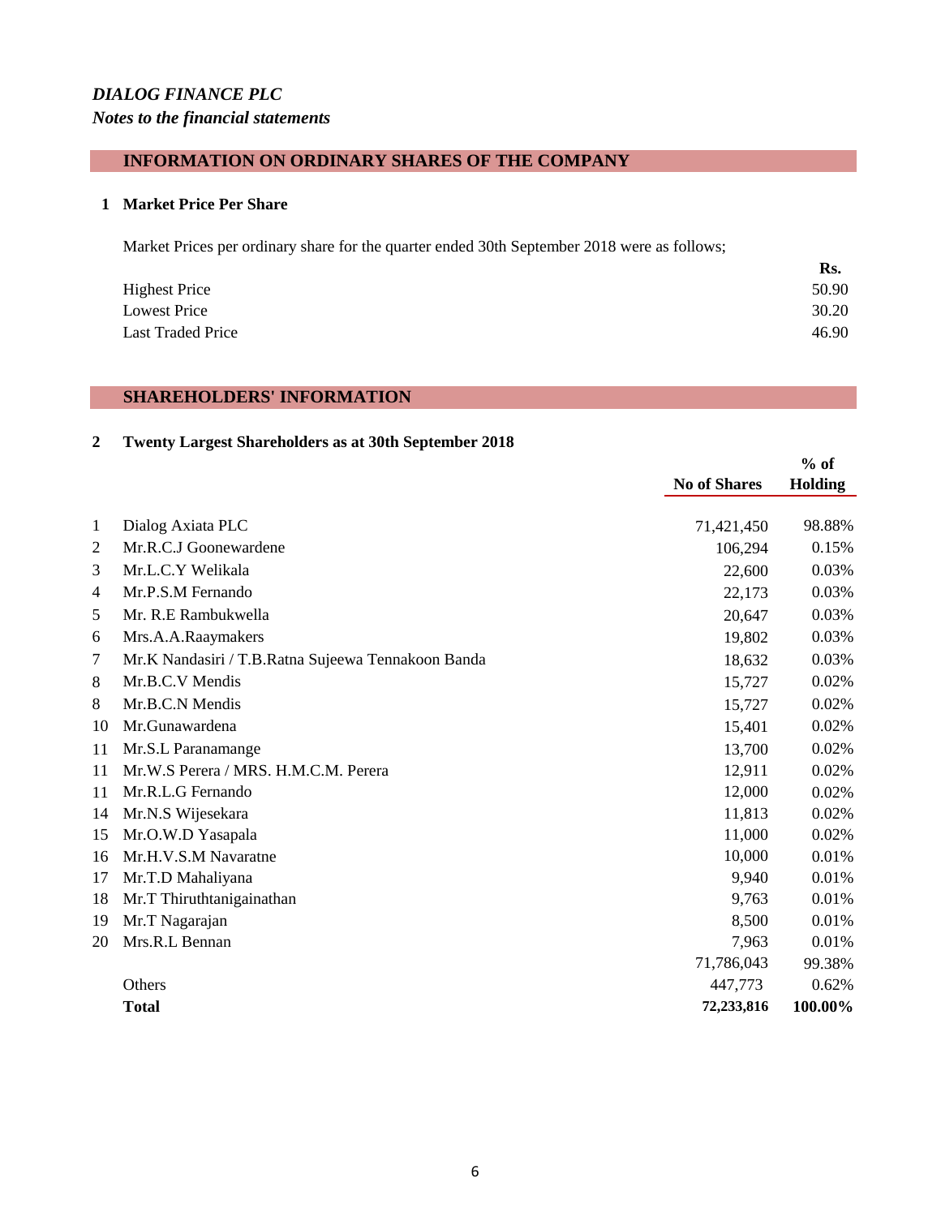*DIALOG FINANCE PLC*

*Notes to the financial statements*

## INFORMATION ON ORDINARY SHARES OF THE COMPANY

### 1 Market Price Per Share

Market Prices per ordinary share for the quarter ended 30th September 2018 were as follows;

| | Rs. |
|---|---|
| Highest Price | 50.90 |
| Lowest Price | 30.20 |
| Last Traded Price | 46.90 |

## SHAREHOLDERS' INFORMATION

### 2 Twenty Largest Shareholders as at 30th September 2018

| | | No of Shares | % of Holding |
|---|---|---|---|
| 1 | Dialog Axiata PLC | 71,421,450 | 98.88% |
| 2 | Mr.R.C.J Goonewardene | 106,294 | 0.15% |
| 3 | Mr.L.C.Y Welikala | 22,600 | 0.03% |
| 4 | Mr.P.S.M Fernando | 22,173 | 0.03% |
| 5 | Mr. R.E Rambukwella | 20,647 | 0.03% |
| 6 | Mrs.A.A.Raaymakers | 19,802 | 0.03% |
| 7 | Mr.K Nandasiri / T.B.Ratna Sujeewa Tennakoon Banda | 18,632 | 0.03% |
| 8 | Mr.B.C.V Mendis | 15,727 | 0.02% |
| 8 | Mr.B.C.N Mendis | 15,727 | 0.02% |
| 10 | Mr.Gunawardena | 15,401 | 0.02% |
| 11 | Mr.S.L Paranamange | 13,700 | 0.02% |
| 11 | Mr.W.S Perera / MRS. H.M.C.M. Perera | 12,911 | 0.02% |
| 11 | Mr.R.L.G Fernando | 12,000 | 0.02% |
| 14 | Mr.N.S Wijesekara | 11,813 | 0.02% |
| 15 | Mr.O.W.D Yasapala | 11,000 | 0.02% |
| 16 | Mr.H.V.S.M Navaratne | 10,000 | 0.01% |
| 17 | Mr.T.D Mahaliyana | 9,940 | 0.01% |
| 18 | Mr.T Thiruthtanigainathan | 9,763 | 0.01% |
| 19 | Mr.T Nagarajan | 8,500 | 0.01% |
| 20 | Mrs.R.L Bennan | 7,963 | 0.01% |
| | | 71,786,043 | 99.38% |
| | Others | 447,773 | 0.62% |
| | **Total** | **72,233,816** | **100.00%** |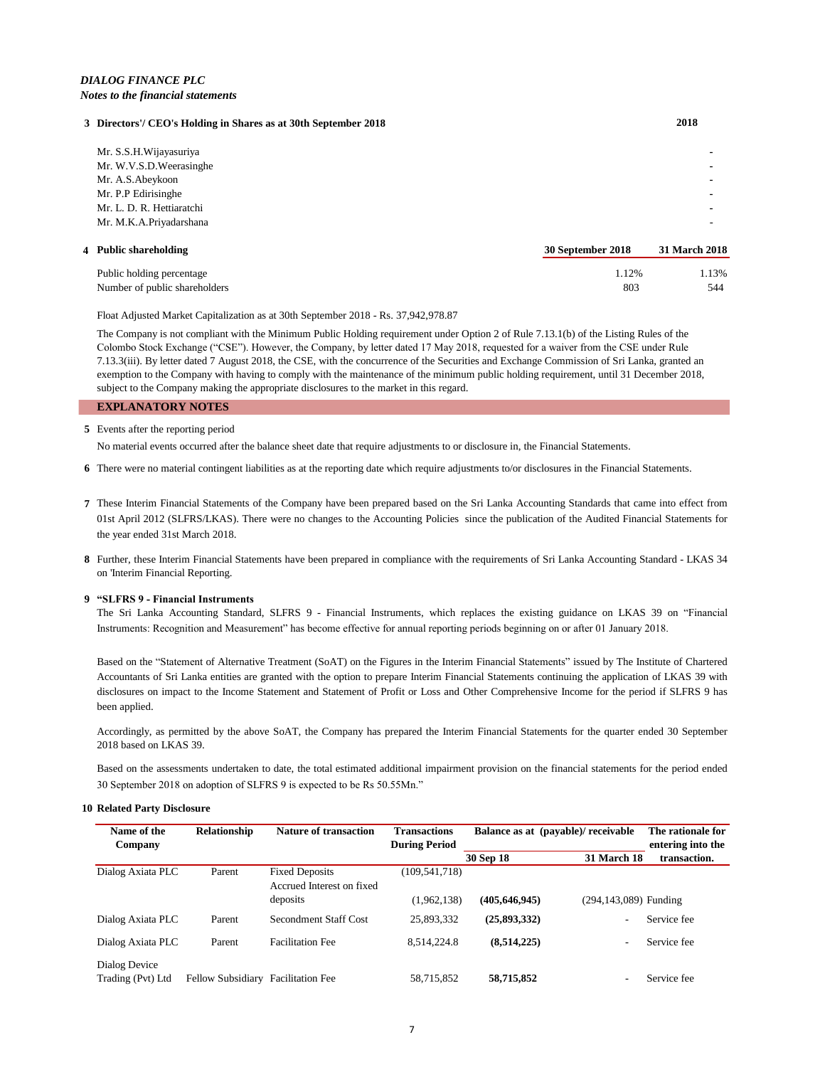*DIALOG FINANCE PLC*

*Notes to the financial statements*

**3 Directors'/ CEO's Holding in Shares as at 30th September 2018**

| | 2018 |
|---|---|
| Mr. S.S.H.Wijayasuriya | - |
| Mr. W.V.S.D.Weerasinghe | - |
| Mr. A.S.Abeykoon | - |
| Mr. P.P Edirisinghe | - |
| Mr. L. D. R. Hettiaratchi | - |
| Mr. M.K.A.Priyadarshana | - |

**4 Public shareholding**

| | 30 September 2018 | 31 March 2018 |
|---|---|---|
| Public holding percentage | 1.12% | 1.13% |
| Number of public shareholders | 803 | 544 |

Float Adjusted Market Capitalization as at 30th September 2018 - Rs. 37,942,978.87

The Company is not compliant with the Minimum Public Holding requirement under Option 2 of Rule 7.13.1(b) of the Listing Rules of the Colombo Stock Exchange ("CSE"). However, the Company, by letter dated 17 May 2018, requested for a waiver from the CSE under Rule 7.13.3(iii). By letter dated 7 August 2018, the CSE, with the concurrence of the Securities and Exchange Commission of Sri Lanka, granted an exemption to the Company with having to comply with the maintenance of the minimum public holding requirement, until 31 December 2018, subject to the Company making the appropriate disclosures to the market in this regard.

## EXPLANATORY NOTES

**5** Events after the reporting period

No material events occurred after the balance sheet date that require adjustments to or disclosure in, the Financial Statements.

**6** There were no material contingent liabilities as at the reporting date which require adjustments to/or disclosures in the Financial Statements.

**7** These Interim Financial Statements of the Company have been prepared based on the Sri Lanka Accounting Standards that came into effect from 01st April 2012 (SLFRS/LKAS). There were no changes to the Accounting Policies since the publication of the Audited Financial Statements for the year ended 31st March 2018.

**8** Further, these Interim Financial Statements have been prepared in compliance with the requirements of Sri Lanka Accounting Standard - LKAS 34 on 'Interim Financial Reporting.

**9 "SLFRS 9 - Financial Instruments**

The Sri Lanka Accounting Standard, SLFRS 9 - Financial Instruments, which replaces the existing guidance on LKAS 39 on "Financial Instruments: Recognition and Measurement" has become effective for annual reporting periods beginning on or after 01 January 2018.

Based on the "Statement of Alternative Treatment (SoAT) on the Figures in the Interim Financial Statements" issued by The Institute of Chartered Accountants of Sri Lanka entities are granted with the option to prepare Interim Financial Statements continuing the application of LKAS 39 with disclosures on impact to the Income Statement and Statement of Profit or Loss and Other Comprehensive Income for the period if SLFRS 9 has been applied.

Accordingly, as permitted by the above SoAT, the Company has prepared the Interim Financial Statements for the quarter ended 30 September 2018 based on LKAS 39.

Based on the assessments undertaken to date, the total estimated additional impairment provision on the financial statements for the period ended 30 September 2018 on adoption of SLFRS 9 is expected to be Rs 50.55Mn."

**10 Related Party Disclosure**

| Name of the Company | Relationship | Nature of transaction | Transactions During Period | Balance as at (payable)/ receivable | | The rationale for entering into the transaction. |
|---|---|---|---|---|---|---|
| | | | | 30 Sep 18 | 31 March 18 | |
| Dialog Axiata PLC | Parent | Fixed Deposits | (109,541,718) | | | |
| | | Accrued Interest on fixed deposits | (1,962,138) | **(405,646,945)** | (294,143,089) | Funding |
| Dialog Axiata PLC | Parent | Secondment Staff Cost | 25,893,332 | **(25,893,332)** | - | Service fee |
| Dialog Axiata PLC | Parent | Facilitation Fee | 8,514,224.8 | **(8,514,225)** | - | Service fee |
| Dialog Device Trading (Pvt) Ltd | Fellow Subsidiary | Facilitation Fee | 58,715,852 | **58,715,852** | - | Service fee |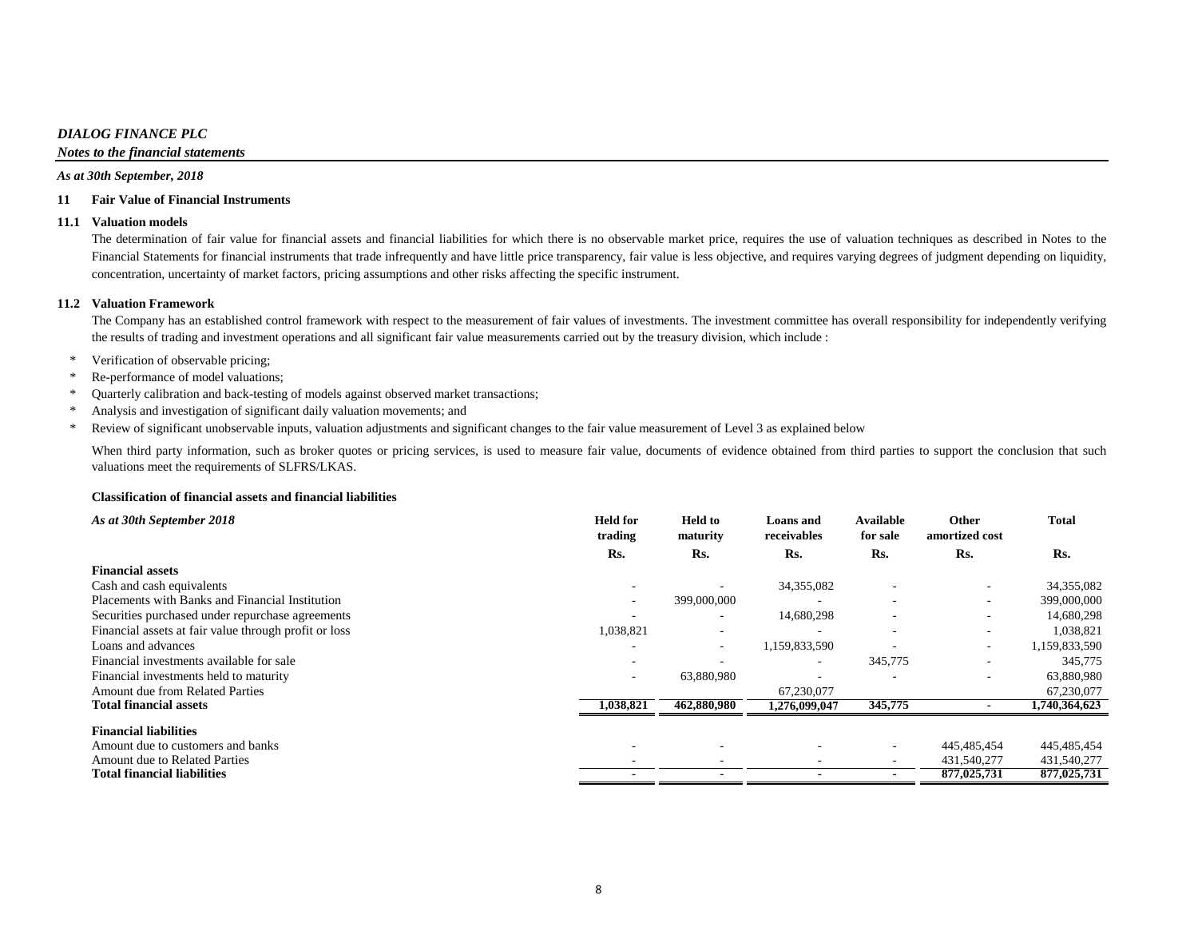*DIALOG FINANCE PLC*

*Notes to the financial statements*

***As at 30th September, 2018***

## 11 Fair Value of Financial Instruments

### 11.1 Valuation models

The determination of fair value for financial assets and financial liabilities for which there is no observable market price, requires the use of valuation techniques as described in Notes to the Financial Statements for financial instruments that trade infrequently and have little price transparency, fair value is less objective, and requires varying degrees of judgment depending on liquidity, concentration, uncertainty of market factors, pricing assumptions and other risks affecting the specific instrument.

### 11.2 Valuation Framework

The Company has an established control framework with respect to the measurement of fair values of investments. The investment committee has overall responsibility for independently verifying the results of trading and investment operations and all significant fair value measurements carried out by the treasury division, which include :

* Verification of observable pricing;
* Re-performance of model valuations;
* Quarterly calibration and back-testing of models against observed market transactions;
* Analysis and investigation of significant daily valuation movements; and
* Review of significant unobservable inputs, valuation adjustments and significant changes to the fair value measurement of Level 3 as explained below

When third party information, such as broker quotes or pricing services, is used to measure fair value, documents of evidence obtained from third parties to support the conclusion that such valuations meet the requirements of SLFRS/LKAS.

**Classification of financial assets and financial liabilities**

| *As at 30th September 2018* | Held for trading | Held to maturity | Loans and receivables | Available for sale | Other amortized cost | Total |
|---|---|---|---|---|---|---|
| | Rs. | Rs. | Rs. | Rs. | Rs. | Rs. |
| **Financial assets** | | | | | | |
| Cash and cash equivalents | - | - | 34,355,082 | - | - | 34,355,082 |
| Placements with Banks and Financial Institution | - | 399,000,000 | - | - | - | 399,000,000 |
| Securities purchased under repurchase agreements | - | - | 14,680,298 | - | - | 14,680,298 |
| Financial assets at fair value through profit or loss | 1,038,821 | - | - | - | - | 1,038,821 |
| Loans and advances | - | - | 1,159,833,590 | - | - | 1,159,833,590 |
| Financial investments available for sale | - | - | - | 345,775 | - | 345,775 |
| Financial investments held to maturity | - | 63,880,980 | - | - | - | 63,880,980 |
| Amount due from Related Parties | | | 67,230,077 | | | 67,230,077 |
| **Total financial assets** | **1,038,821** | **462,880,980** | **1,276,099,047** | **345,775** | **-** | **1,740,364,623** |
| **Financial liabilities** | | | | | | |
| Amount due to customers and banks | - | - | - | - | 445,485,454 | 445,485,454 |
| Amount due to Related Parties | - | - | - | - | 431,540,277 | 431,540,277 |
| **Total financial liabilities** | **-** | **-** | **-** | **-** | **877,025,731** | **877,025,731** |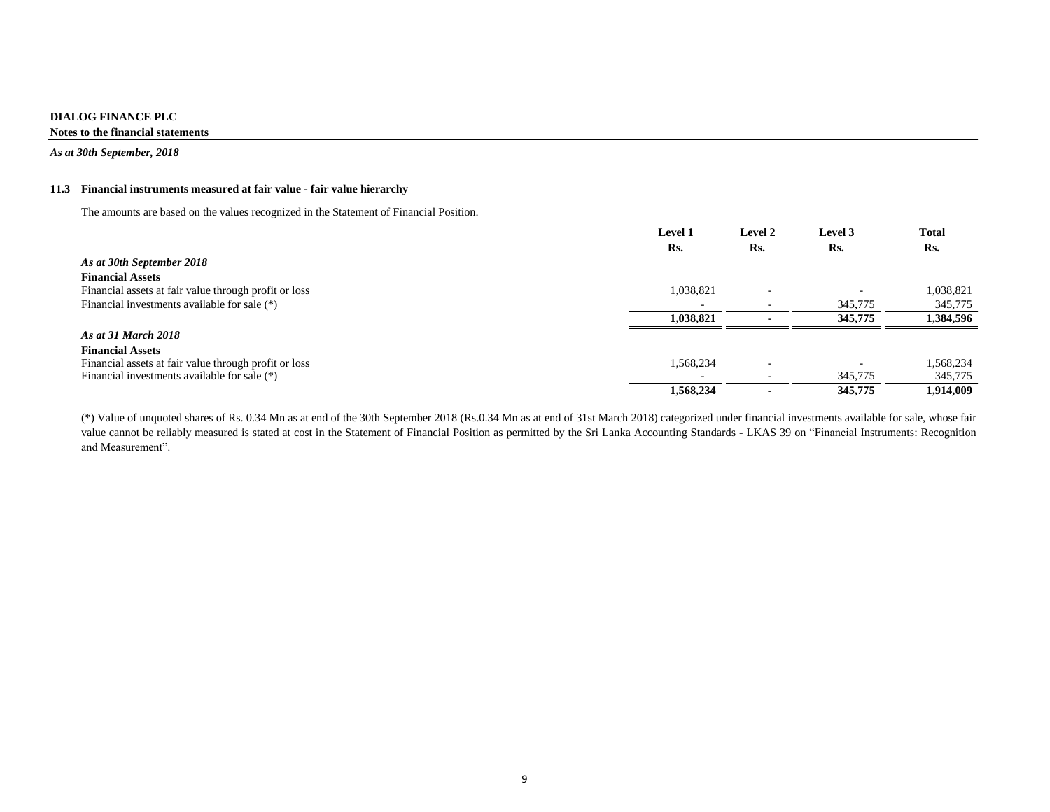**DIALOG FINANCE PLC**

**Notes to the financial statements**

*As at 30th September, 2018*

### 11.3 Financial instruments measured at fair value - fair value hierarchy

The amounts are based on the values recognized in the Statement of Financial Position.

| | Level 1 | Level 2 | Level 3 | Total |
|---|---|---|---|---|
| | Rs. | Rs. | Rs. | Rs. |
| ***As at 30th September 2018*** | | | | |
| **Financial Assets** | | | | |
| Financial assets at fair value through profit or loss | 1,038,821 | - | - | 1,038,821 |
| Financial investments available for sale (*) | - | - | 345,775 | 345,775 |
| | **1,038,821** | **-** | **345,775** | **1,384,596** |
| ***As at 31 March 2018*** | | | | |
| **Financial Assets** | | | | |
| Financial assets at fair value through profit or loss | 1,568,234 | - | - | 1,568,234 |
| Financial investments available for sale (*) | - | - | 345,775 | 345,775 |
| | **1,568,234** | **-** | **345,775** | **1,914,009** |

(*) Value of unquoted shares of Rs. 0.34 Mn as at end of the 30th September 2018 (Rs.0.34 Mn as at end of 31st March 2018) categorized under financial investments available for sale, whose fair value cannot be reliably measured is stated at cost in the Statement of Financial Position as permitted by the Sri Lanka Accounting Standards - LKAS 39 on "Financial Instruments: Recognition and Measurement".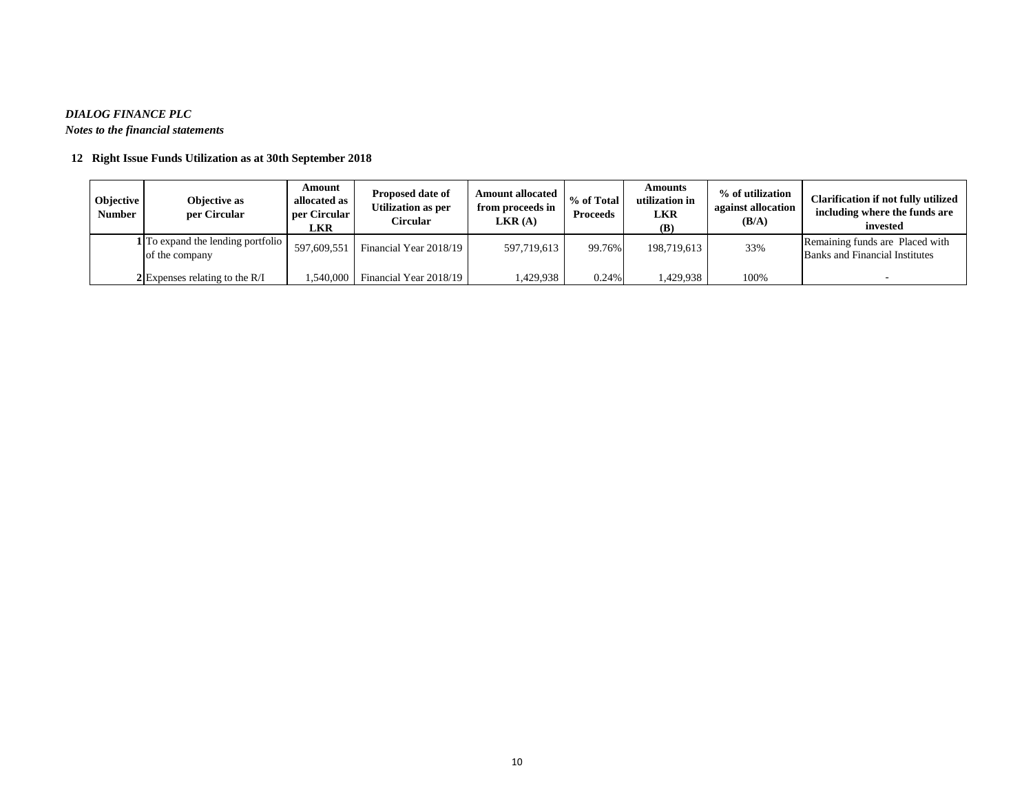*DIALOG FINANCE PLC*

*Notes to the financial statements*

**12 Right Issue Funds Utilization as at 30th September 2018**

| Objective Number | Objective as per Circular | Amount allocated as per Circular LKR | Proposed date of Utilization as per Circular | Amount allocated from proceeds in LKR (A) | % of Total Proceeds | Amounts utilization in LKR (B) | % of utilization against allocation (B/A) | Clarification if not fully utilized including where the funds are invested |
|---|---|---|---|---|---|---|---|---|
| 1 | To expand the lending portfolio of the company | 597,609,551 | Financial Year 2018/19 | 597,719,613 | 99.76% | 198,719,613 | 33% | Remaining funds are Placed with Banks and Financial Institutes |
| 2 | Expenses relating to the R/I | 1,540,000 | Financial Year 2018/19 | 1,429,938 | 0.24% | 1,429,938 | 100% | - |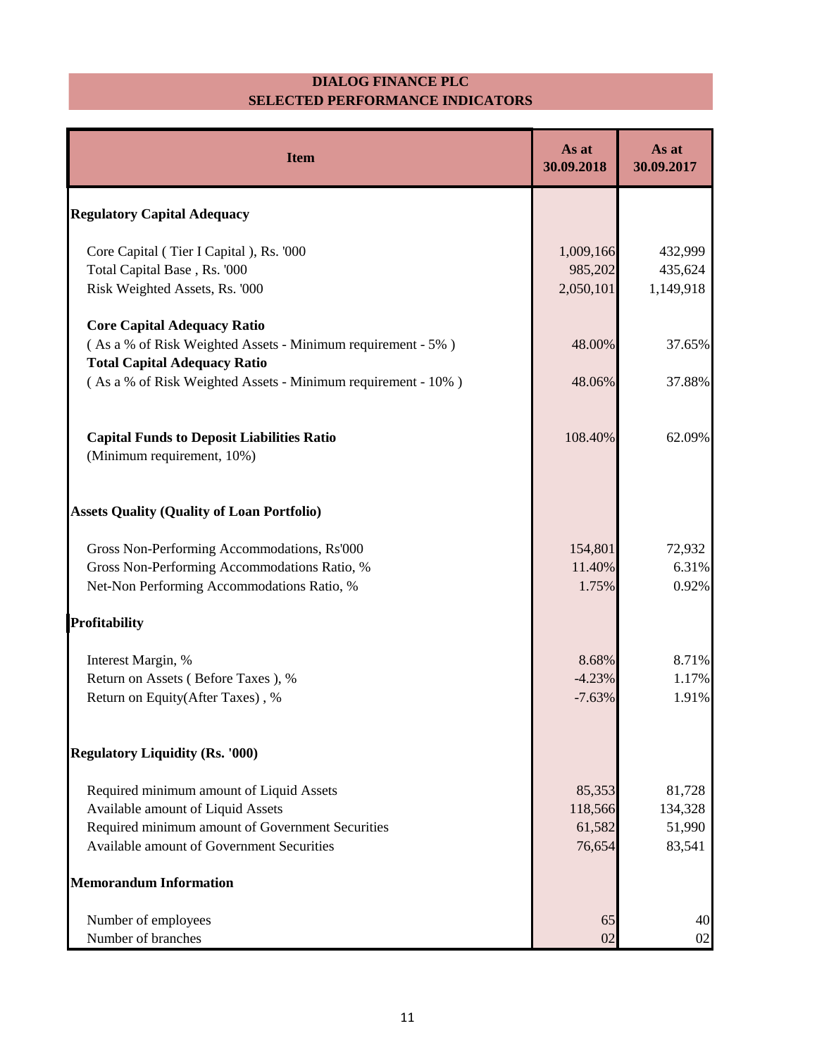# DIALOG FINANCE PLC
## SELECTED PERFORMANCE INDICATORS

| Item | As at 30.09.2018 | As at 30.09.2017 |
|---|---|---|
| **Regulatory Capital Adequacy** | | |
| Core Capital ( Tier I Capital ), Rs. '000 | 1,009,166 | 432,999 |
| Total Capital Base , Rs. '000 | 985,202 | 435,624 |
| Risk Weighted Assets, Rs. '000 | 2,050,101 | 1,149,918 |
| **Core Capital Adequacy Ratio** ( As a % of Risk Weighted Assets - Minimum requirement - 5% ) | 48.00% | 37.65% |
| **Total Capital Adequacy Ratio** ( As a % of Risk Weighted Assets - Minimum requirement - 10% ) | 48.06% | 37.88% |
| **Capital Funds to Deposit Liabilities Ratio** (Minimum requirement, 10%) | 108.40% | 62.09% |
| **Assets Quality (Quality of Loan Portfolio)** | | |
| Gross Non-Performing Accommodations, Rs'000 | 154,801 | 72,932 |
| Gross Non-Performing Accommodations Ratio, % | 11.40% | 6.31% |
| Net-Non Performing Accommodations Ratio, % | 1.75% | 0.92% |
| **Profitability** | | |
| Interest Margin, % | 8.68% | 8.71% |
| Return on Assets ( Before Taxes ), % | -4.23% | 1.17% |
| Return on Equity(After Taxes) , % | -7.63% | 1.91% |
| **Regulatory Liquidity (Rs. '000)** | | |
| Required minimum amount of Liquid Assets | 85,353 | 81,728 |
| Available amount of Liquid Assets | 118,566 | 134,328 |
| Required minimum amount of Government Securities | 61,582 | 51,990 |
| Available amount of Government Securities | 76,654 | 83,541 |
| **Memorandum Information** | | |
| Number of employees | 65 | 40 |
| Number of branches | 02 | 02 |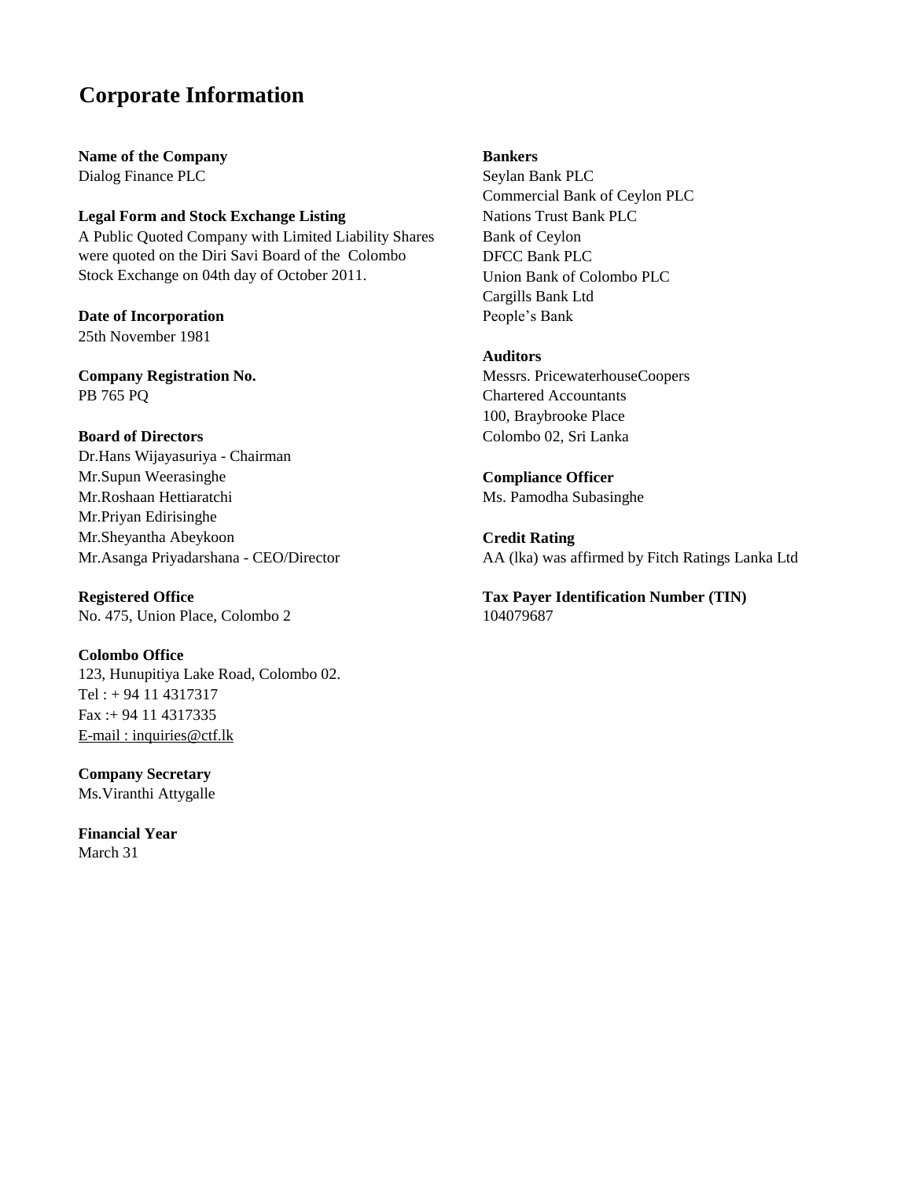# Corporate Information

**Name of the Company**
Dialog Finance PLC

**Legal Form and Stock Exchange Listing**
A Public Quoted Company with Limited Liability Shares were quoted on the Diri Savi Board of the Colombo Stock Exchange on 04th day of October 2011.

**Date of Incorporation**
25th November 1981

**Company Registration No.**
PB 765 PQ

**Board of Directors**
Dr.Hans Wijayasuriya - Chairman
Mr.Supun Weerasinghe
Mr.Roshaan Hettiaratchi
Mr.Priyan Edirisinghe
Mr.Sheyantha Abeykoon
Mr.Asanga Priyadarshana - CEO/Director

**Registered Office**
No. 475, Union Place, Colombo 2

**Colombo Office**
123, Hunupitiya Lake Road, Colombo 02.
Tel : + 94 11 4317317
Fax :+ 94 11 4317335
E-mail : inquiries@ctf.lk

**Company Secretary**
Ms.Viranthi Attygalle

**Financial Year**
March 31

**Bankers**
Seylan Bank PLC
Commercial Bank of Ceylon PLC
Nations Trust Bank PLC
Bank of Ceylon
DFCC Bank PLC
Union Bank of Colombo PLC
Cargills Bank Ltd
People's Bank

**Auditors**
Messrs. PricewaterhouseCoopers
Chartered Accountants
100, Braybrooke Place
Colombo 02, Sri Lanka

**Compliance Officer**
Ms. Pamodha Subasinghe

**Credit Rating**
AA (lka) was affirmed by Fitch Ratings Lanka Ltd

**Tax Payer Identification Number (TIN)**
104079687